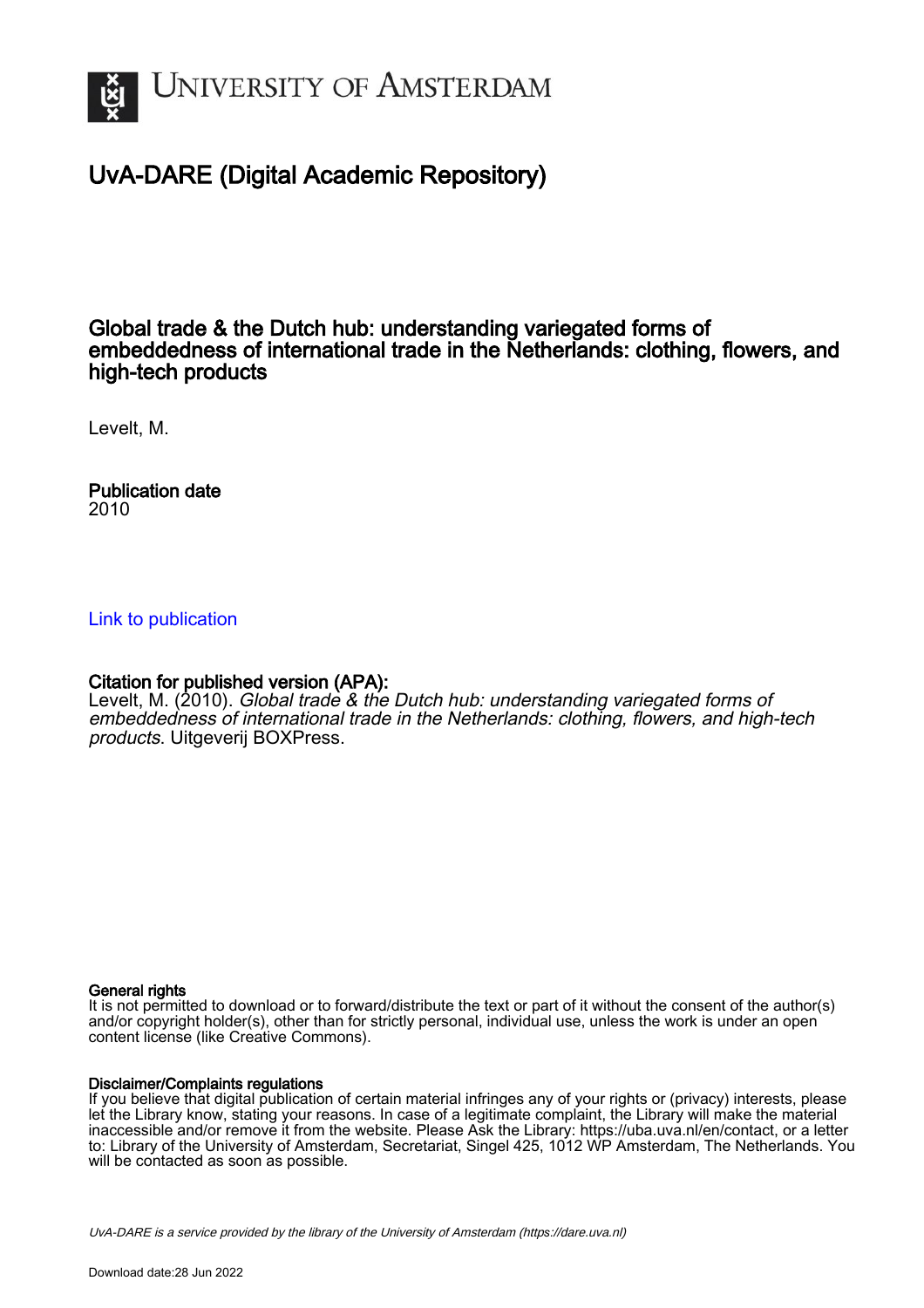# UvA-DARE (Digital Academic Repository)

## Global trade & the Dutch hub: understanding variegated forms of embeddedness of international trade in the Netherlands: clothing, flowers, and high-tech products

Levelt, M.

**Publication date**
2010

Link to publication

**Citation for published version (APA):**
Levelt, M. (2010). *Global trade & the Dutch hub: understanding variegated forms of embeddedness of international trade in the Netherlands: clothing, flowers, and high-tech products*. Uitgeverij BOXPress.

**General rights**
It is not permitted to download or to forward/distribute the text or part of it without the consent of the author(s) and/or copyright holder(s), other than for strictly personal, individual use, unless the work is under an open content license (like Creative Commons).

**Disclaimer/Complaints regulations**
If you believe that digital publication of certain material infringes any of your rights or (privacy) interests, please let the Library know, stating your reasons. In case of a legitimate complaint, the Library will make the material inaccessible and/or remove it from the website. Please Ask the Library: https://uba.uva.nl/en/contact, or a letter to: Library of the University of Amsterdam, Secretariat, Singel 425, 1012 WP Amsterdam, The Netherlands. You will be contacted as soon as possible.

UvA-DARE is a service provided by the library of the University of Amsterdam (https://dare.uva.nl)

Download date:28 Jun 2022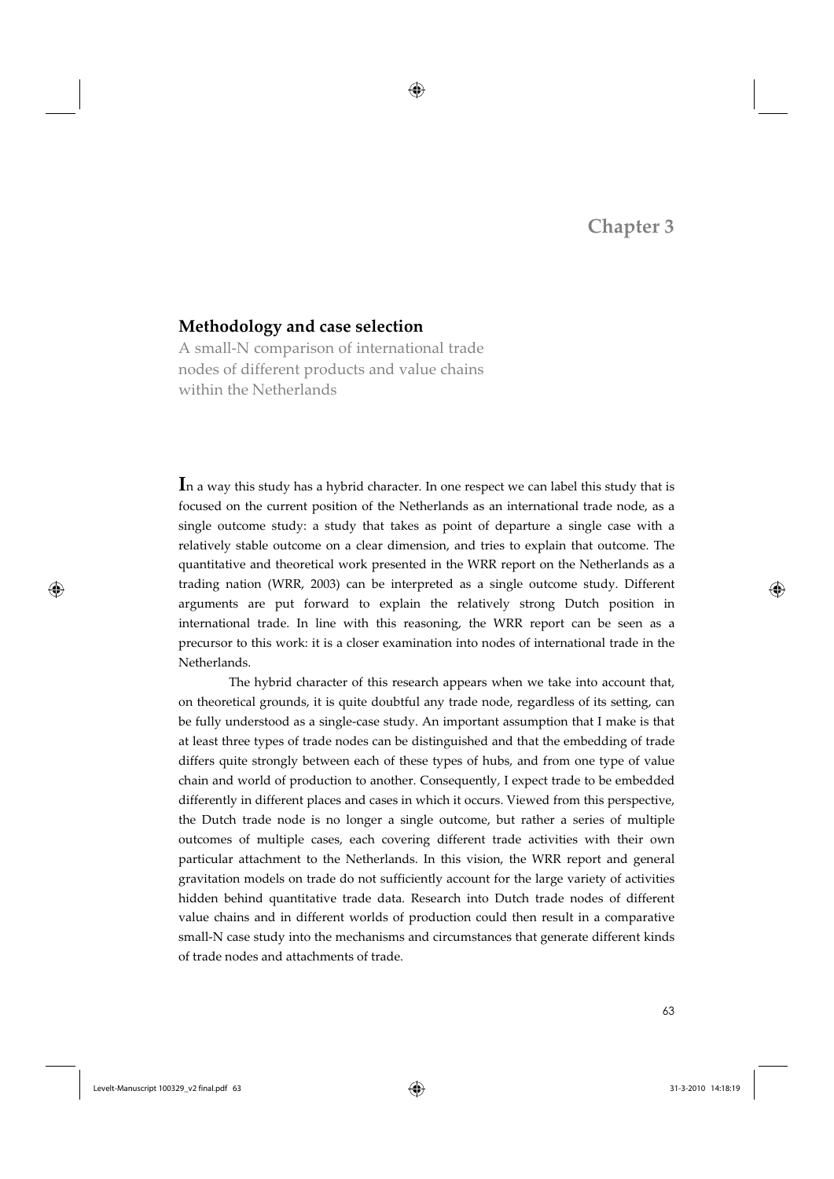# Chapter 3

## Methodology and case selection

A small-N comparison of international trade nodes of different products and value chains within the Netherlands

In a way this study has a hybrid character. In one respect we can label this study that is focused on the current position of the Netherlands as an international trade node, as a single outcome study: a study that takes as point of departure a single case with a relatively stable outcome on a clear dimension, and tries to explain that outcome. The quantitative and theoretical work presented in the WRR report on the Netherlands as a trading nation (WRR, 2003) can be interpreted as a single outcome study. Different arguments are put forward to explain the relatively strong Dutch position in international trade. In line with this reasoning, the WRR report can be seen as a precursor to this work: it is a closer examination into nodes of international trade in the Netherlands.

The hybrid character of this research appears when we take into account that, on theoretical grounds, it is quite doubtful any trade node, regardless of its setting, can be fully understood as a single-case study. An important assumption that I make is that at least three types of trade nodes can be distinguished and that the embedding of trade differs quite strongly between each of these types of hubs, and from one type of value chain and world of production to another. Consequently, I expect trade to be embedded differently in different places and cases in which it occurs. Viewed from this perspective, the Dutch trade node is no longer a single outcome, but rather a series of multiple outcomes of multiple cases, each covering different trade activities with their own particular attachment to the Netherlands. In this vision, the WRR report and general gravitation models on trade do not sufficiently account for the large variety of activities hidden behind quantitative trade data. Research into Dutch trade nodes of different value chains and in different worlds of production could then result in a comparative small-N case study into the mechanisms and circumstances that generate different kinds of trade nodes and attachments of trade.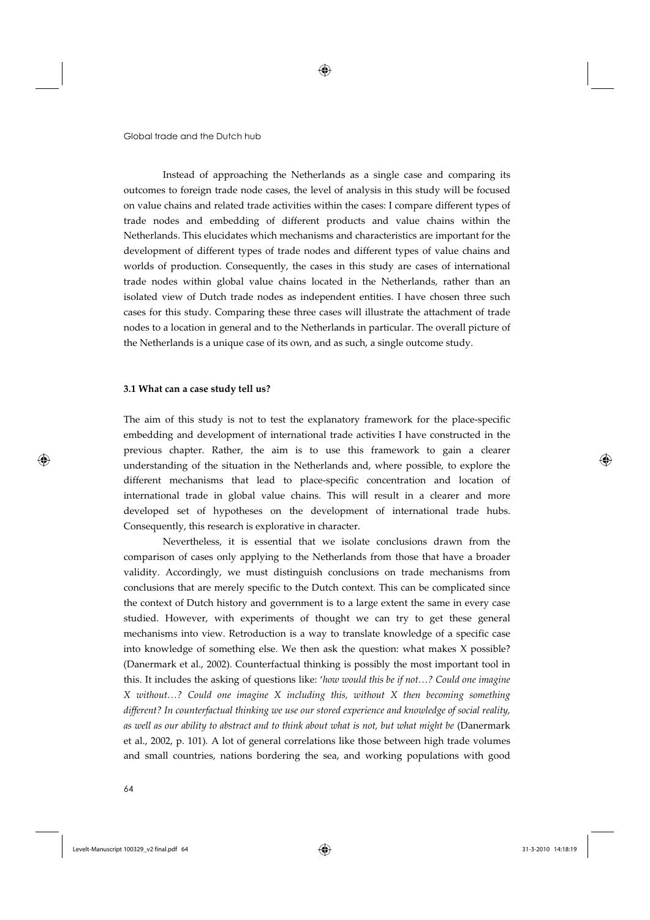Instead of approaching the Netherlands as a single case and comparing its outcomes to foreign trade node cases, the level of analysis in this study will be focused on value chains and related trade activities within the cases: I compare different types of trade nodes and embedding of different products and value chains within the Netherlands. This elucidates which mechanisms and characteristics are important for the development of different types of trade nodes and different types of value chains and worlds of production. Consequently, the cases in this study are cases of international trade nodes within global value chains located in the Netherlands, rather than an isolated view of Dutch trade nodes as independent entities. I have chosen three such cases for this study. Comparing these three cases will illustrate the attachment of trade nodes to a location in general and to the Netherlands in particular. The overall picture of the Netherlands is a unique case of its own, and as such, a single outcome study.

### 3.1 What can a case study tell us?

The aim of this study is not to test the explanatory framework for the place-specific embedding and development of international trade activities I have constructed in the previous chapter. Rather, the aim is to use this framework to gain a clearer understanding of the situation in the Netherlands and, where possible, to explore the different mechanisms that lead to place-specific concentration and location of international trade in global value chains. This will result in a clearer and more developed set of hypotheses on the development of international trade hubs. Consequently, this research is explorative in character.

Nevertheless, it is essential that we isolate conclusions drawn from the comparison of cases only applying to the Netherlands from those that have a broader validity. Accordingly, we must distinguish conclusions on trade mechanisms from conclusions that are merely specific to the Dutch context. This can be complicated since the context of Dutch history and government is to a large extent the same in every case studied. However, with experiments of thought we can try to get these general mechanisms into view. Retroduction is a way to translate knowledge of a specific case into knowledge of something else. We then ask the question: what makes X possible? (Danermark et al., 2002). Counterfactual thinking is possibly the most important tool in this. It includes the asking of questions like: '*how would this be if not…? Could one imagine X without…? Could one imagine X including this, without X then becoming something different? In counterfactual thinking we use our stored experience and knowledge of social reality, as well as our ability to abstract and to think about what is not, but what might be* (Danermark et al., 2002, p. 101). A lot of general correlations like those between high trade volumes and small countries, nations bordering the sea, and working populations with good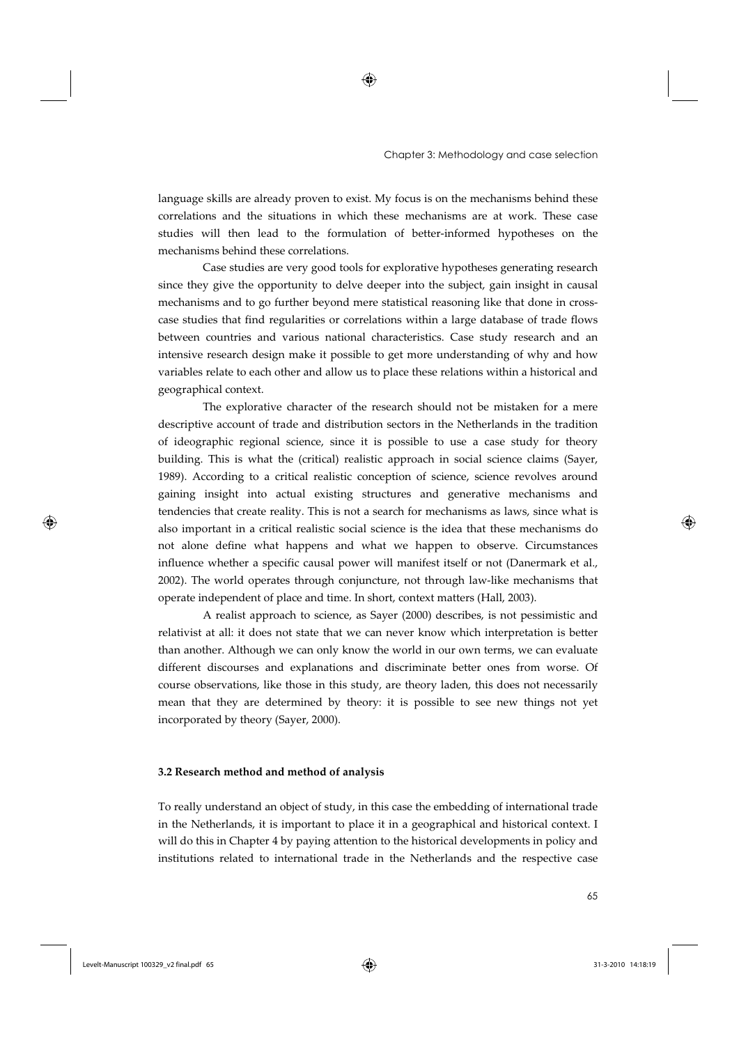language skills are already proven to exist. My focus is on the mechanisms behind these correlations and the situations in which these mechanisms are at work. These case studies will then lead to the formulation of better-informed hypotheses on the mechanisms behind these correlations.

Case studies are very good tools for explorative hypotheses generating research since they give the opportunity to delve deeper into the subject, gain insight in causal mechanisms and to go further beyond mere statistical reasoning like that done in cross-case studies that find regularities or correlations within a large database of trade flows between countries and various national characteristics. Case study research and an intensive research design make it possible to get more understanding of why and how variables relate to each other and allow us to place these relations within a historical and geographical context.

The explorative character of the research should not be mistaken for a mere descriptive account of trade and distribution sectors in the Netherlands in the tradition of ideographic regional science, since it is possible to use a case study for theory building. This is what the (critical) realistic approach in social science claims (Sayer, 1989). According to a critical realistic conception of science, science revolves around gaining insight into actual existing structures and generative mechanisms and tendencies that create reality. This is not a search for mechanisms as laws, since what is also important in a critical realistic social science is the idea that these mechanisms do not alone define what happens and what we happen to observe. Circumstances influence whether a specific causal power will manifest itself or not (Danermark et al., 2002). The world operates through conjuncture, not through law-like mechanisms that operate independent of place and time. In short, context matters (Hall, 2003).

A realist approach to science, as Sayer (2000) describes, is not pessimistic and relativist at all: it does not state that we can never know which interpretation is better than another. Although we can only know the world in our own terms, we can evaluate different discourses and explanations and discriminate better ones from worse. Of course observations, like those in this study, are theory laden, this does not necessarily mean that they are determined by theory: it is possible to see new things not yet incorporated by theory (Sayer, 2000).

### 3.2 Research method and method of analysis

To really understand an object of study, in this case the embedding of international trade in the Netherlands, it is important to place it in a geographical and historical context. I will do this in Chapter 4 by paying attention to the historical developments in policy and institutions related to international trade in the Netherlands and the respective case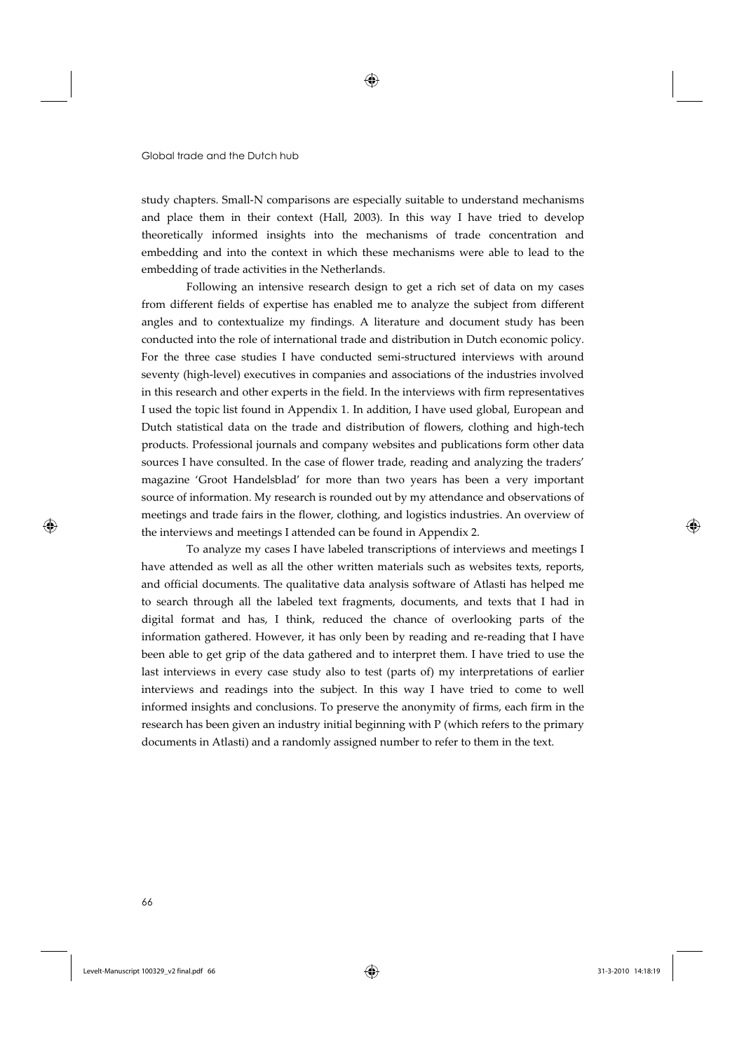study chapters. Small-N comparisons are especially suitable to understand mechanisms and place them in their context (Hall, 2003). In this way I have tried to develop theoretically informed insights into the mechanisms of trade concentration and embedding and into the context in which these mechanisms were able to lead to the embedding of trade activities in the Netherlands.

Following an intensive research design to get a rich set of data on my cases from different fields of expertise has enabled me to analyze the subject from different angles and to contextualize my findings. A literature and document study has been conducted into the role of international trade and distribution in Dutch economic policy. For the three case studies I have conducted semi-structured interviews with around seventy (high-level) executives in companies and associations of the industries involved in this research and other experts in the field. In the interviews with firm representatives I used the topic list found in Appendix 1. In addition, I have used global, European and Dutch statistical data on the trade and distribution of flowers, clothing and high-tech products. Professional journals and company websites and publications form other data sources I have consulted. In the case of flower trade, reading and analyzing the traders' magazine 'Groot Handelsblad' for more than two years has been a very important source of information. My research is rounded out by my attendance and observations of meetings and trade fairs in the flower, clothing, and logistics industries. An overview of the interviews and meetings I attended can be found in Appendix 2.

To analyze my cases I have labeled transcriptions of interviews and meetings I have attended as well as all the other written materials such as websites texts, reports, and official documents. The qualitative data analysis software of Atlasti has helped me to search through all the labeled text fragments, documents, and texts that I had in digital format and has, I think, reduced the chance of overlooking parts of the information gathered. However, it has only been by reading and re-reading that I have been able to get grip of the data gathered and to interpret them. I have tried to use the last interviews in every case study also to test (parts of) my interpretations of earlier interviews and readings into the subject. In this way I have tried to come to well informed insights and conclusions. To preserve the anonymity of firms, each firm in the research has been given an industry initial beginning with P (which refers to the primary documents in Atlasti) and a randomly assigned number to refer to them in the text.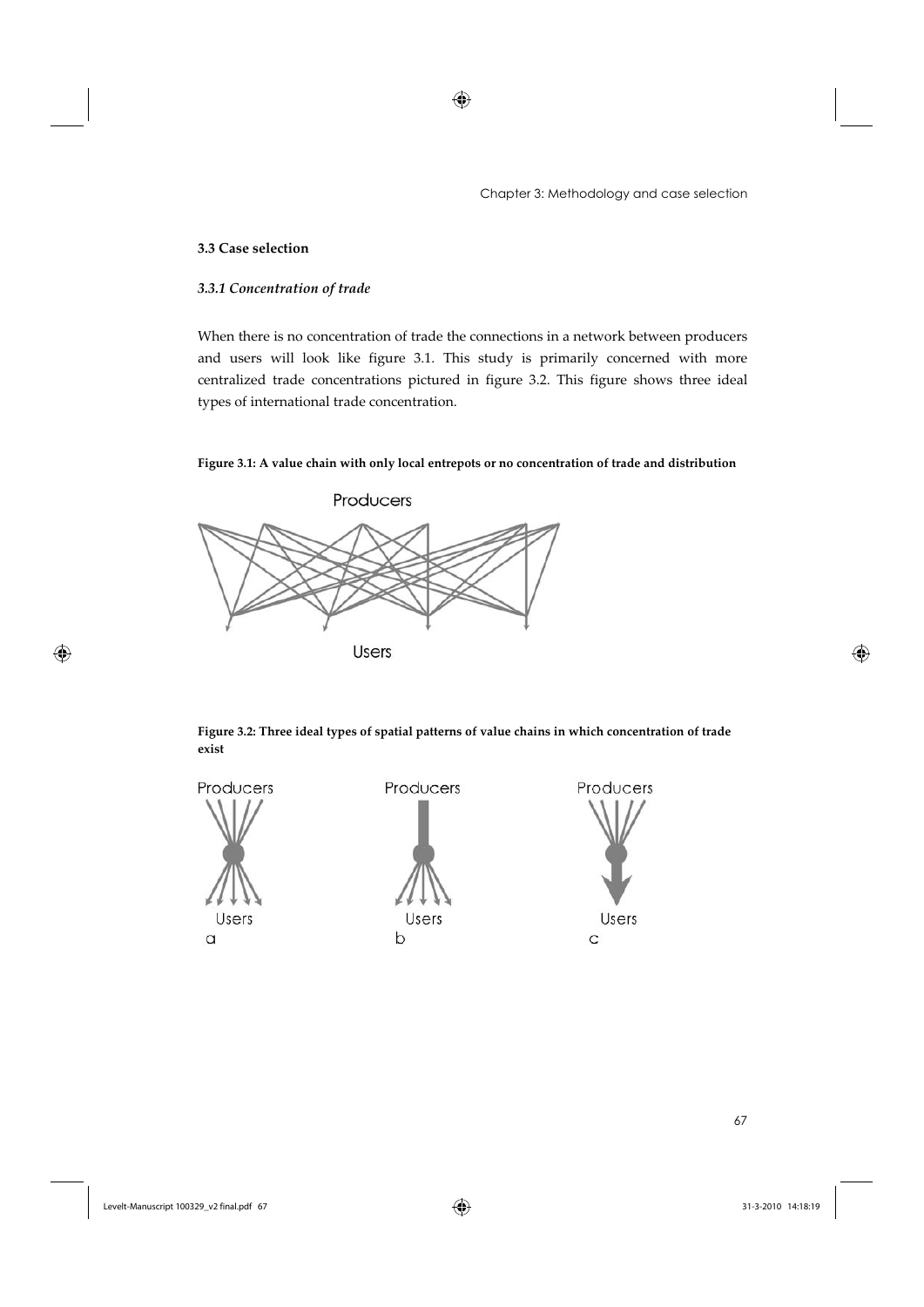### 3.3 Case selection

#### *3.3.1 Concentration of trade*

When there is no concentration of trade the connections in a network between producers and users will look like figure 3.1. This study is primarily concerned with more centralized trade concentrations pictured in figure 3.2. This figure shows three ideal types of international trade concentration.

**Figure 3.1: A value chain with only local entrepots or no concentration of trade and distribution**

Producers

Users

**Figure 3.2: Three ideal types of spatial patterns of value chains in which concentration of trade exist**

Producers

Users

a

Producers

Users

b

Producers

Users

c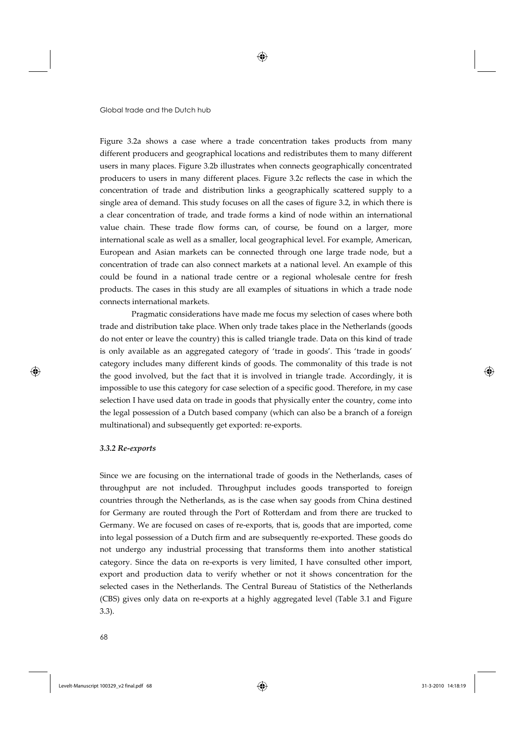Figure 3.2a shows a case where a trade concentration takes products from many different producers and geographical locations and redistributes them to many different users in many places. Figure 3.2b illustrates when connects geographically concentrated producers to users in many different places. Figure 3.2c reflects the case in which the concentration of trade and distribution links a geographically scattered supply to a single area of demand. This study focuses on all the cases of figure 3.2, in which there is a clear concentration of trade, and trade forms a kind of node within an international value chain. These trade flow forms can, of course, be found on a larger, more international scale as well as a smaller, local geographical level. For example, American, European and Asian markets can be connected through one large trade node, but a concentration of trade can also connect markets at a national level. An example of this could be found in a national trade centre or a regional wholesale centre for fresh products. The cases in this study are all examples of situations in which a trade node connects international markets.

Pragmatic considerations have made me focus my selection of cases where both trade and distribution take place. When only trade takes place in the Netherlands (goods do not enter or leave the country) this is called triangle trade. Data on this kind of trade is only available as an aggregated category of 'trade in goods'. This 'trade in goods' category includes many different kinds of goods. The commonality of this trade is not the good involved, but the fact that it is involved in triangle trade. Accordingly, it is impossible to use this category for case selection of a specific good. Therefore, in my case selection I have used data on trade in goods that physically enter the country, come into the legal possession of a Dutch based company (which can also be a branch of a foreign multinational) and subsequently get exported: re-exports.

### *3.3.2 Re-exports*

Since we are focusing on the international trade of goods in the Netherlands, cases of throughput are not included. Throughput includes goods transported to foreign countries through the Netherlands, as is the case when say goods from China destined for Germany are routed through the Port of Rotterdam and from there are trucked to Germany. We are focused on cases of re-exports, that is, goods that are imported, come into legal possession of a Dutch firm and are subsequently re-exported. These goods do not undergo any industrial processing that transforms them into another statistical category. Since the data on re-exports is very limited, I have consulted other import, export and production data to verify whether or not it shows concentration for the selected cases in the Netherlands. The Central Bureau of Statistics of the Netherlands (CBS) gives only data on re-exports at a highly aggregated level (Table 3.1 and Figure 3.3).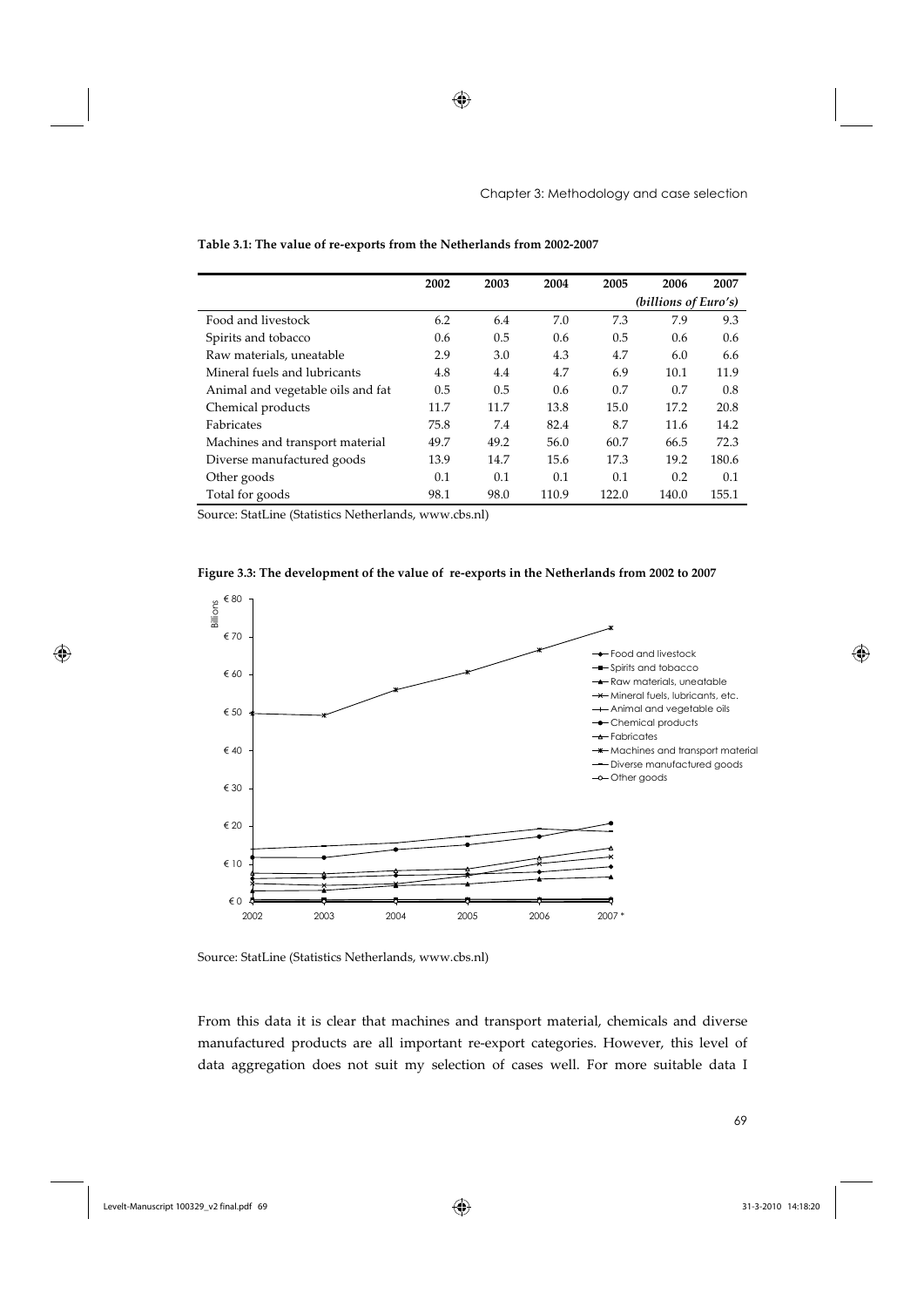**Table 3.1: The value of re-exports from the Netherlands from 2002-2007**

| | 2002 | 2003 | 2004 | 2005 | 2006 | 2007 |
|---|---|---|---|---|---|---|
| | | | | | *(billions of Euro's)* | |
| Food and livestock | 6.2 | 6.4 | 7.0 | 7.3 | 7.9 | 9.3 |
| Spirits and tobacco | 0.6 | 0.5 | 0.6 | 0.5 | 0.6 | 0.6 |
| Raw materials, uneatable | 2.9 | 3.0 | 4.3 | 4.7 | 6.0 | 6.6 |
| Mineral fuels and lubricants | 4.8 | 4.4 | 4.7 | 6.9 | 10.1 | 11.9 |
| Animal and vegetable oils and fat | 0.5 | 0.5 | 0.6 | 0.7 | 0.7 | 0.8 |
| Chemical products | 11.7 | 11.7 | 13.8 | 15.0 | 17.2 | 20.8 |
| Fabricates | 75.8 | 7.4 | 82.4 | 8.7 | 11.6 | 14.2 |
| Machines and transport material | 49.7 | 49.2 | 56.0 | 60.7 | 66.5 | 72.3 |
| Diverse manufactured goods | 13.9 | 14.7 | 15.6 | 17.3 | 19.2 | 180.6 |
| Other goods | 0.1 | 0.1 | 0.1 | 0.1 | 0.2 | 0.1 |
| Total for goods | 98.1 | 98.0 | 110.9 | 122.0 | 140.0 | 155.1 |

Source: StatLine (Statistics Netherlands, www.cbs.nl)

**Figure 3.3: The development of the value of re-exports in the Netherlands from 2002 to 2007**

Source: StatLine (Statistics Netherlands, www.cbs.nl)

From this data it is clear that machines and transport material, chemicals and diverse manufactured products are all important re-export categories. However, this level of data aggregation does not suit my selection of cases well. For more suitable data I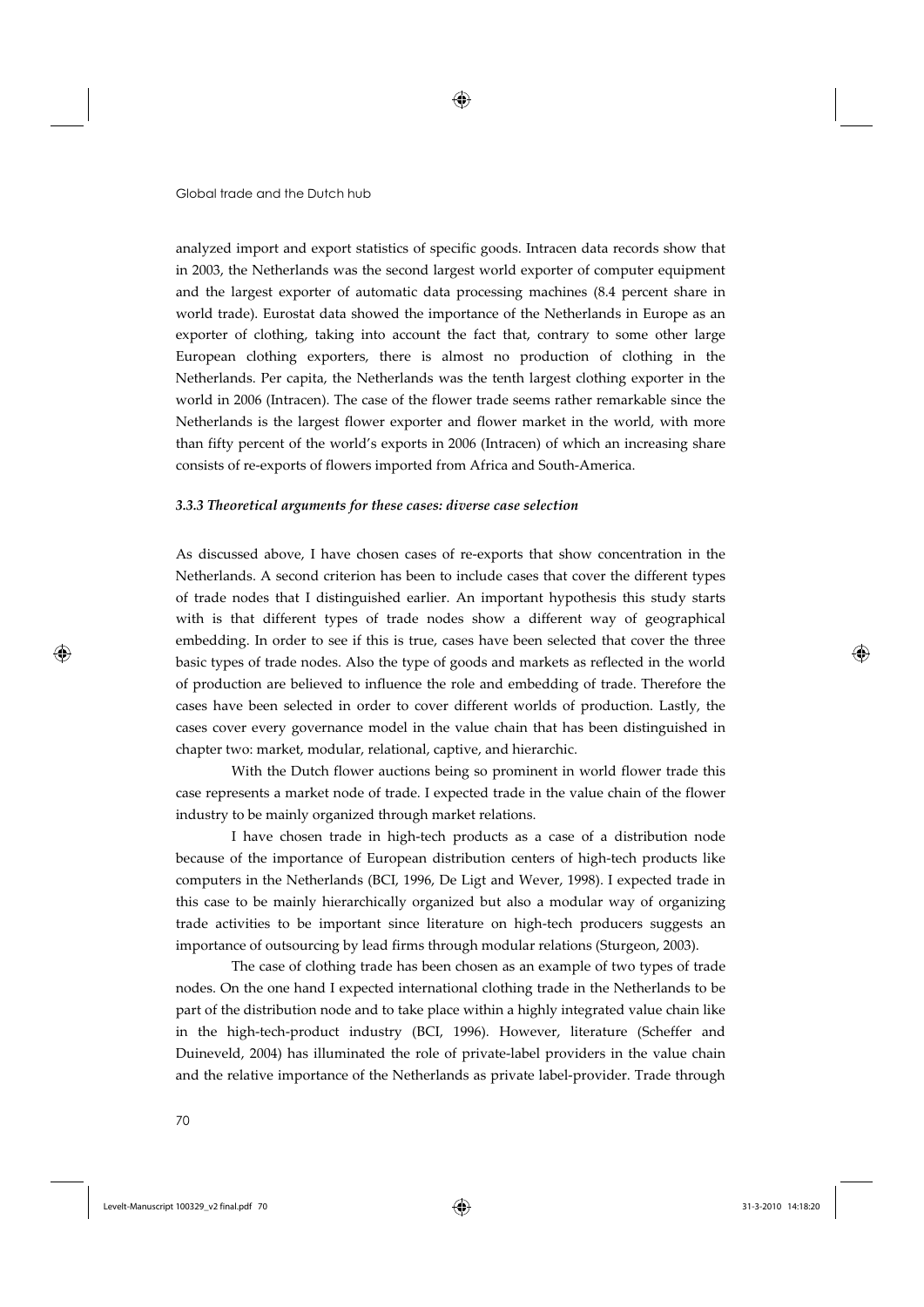analyzed import and export statistics of specific goods. Intracen data records show that in 2003, the Netherlands was the second largest world exporter of computer equipment and the largest exporter of automatic data processing machines (8.4 percent share in world trade). Eurostat data showed the importance of the Netherlands in Europe as an exporter of clothing, taking into account the fact that, contrary to some other large European clothing exporters, there is almost no production of clothing in the Netherlands. Per capita, the Netherlands was the tenth largest clothing exporter in the world in 2006 (Intracen). The case of the flower trade seems rather remarkable since the Netherlands is the largest flower exporter and flower market in the world, with more than fifty percent of the world's exports in 2006 (Intracen) of which an increasing share consists of re-exports of flowers imported from Africa and South-America.

### *3.3.3 Theoretical arguments for these cases: diverse case selection*

As discussed above, I have chosen cases of re-exports that show concentration in the Netherlands. A second criterion has been to include cases that cover the different types of trade nodes that I distinguished earlier. An important hypothesis this study starts with is that different types of trade nodes show a different way of geographical embedding. In order to see if this is true, cases have been selected that cover the three basic types of trade nodes. Also the type of goods and markets as reflected in the world of production are believed to influence the role and embedding of trade. Therefore the cases have been selected in order to cover different worlds of production. Lastly, the cases cover every governance model in the value chain that has been distinguished in chapter two: market, modular, relational, captive, and hierarchic.

With the Dutch flower auctions being so prominent in world flower trade this case represents a market node of trade. I expected trade in the value chain of the flower industry to be mainly organized through market relations.

I have chosen trade in high-tech products as a case of a distribution node because of the importance of European distribution centers of high-tech products like computers in the Netherlands (BCI, 1996, De Ligt and Wever, 1998). I expected trade in this case to be mainly hierarchically organized but also a modular way of organizing trade activities to be important since literature on high-tech producers suggests an importance of outsourcing by lead firms through modular relations (Sturgeon, 2003).

The case of clothing trade has been chosen as an example of two types of trade nodes. On the one hand I expected international clothing trade in the Netherlands to be part of the distribution node and to take place within a highly integrated value chain like in the high-tech-product industry (BCI, 1996). However, literature (Scheffer and Duineveld, 2004) has illuminated the role of private-label providers in the value chain and the relative importance of the Netherlands as private label-provider. Trade through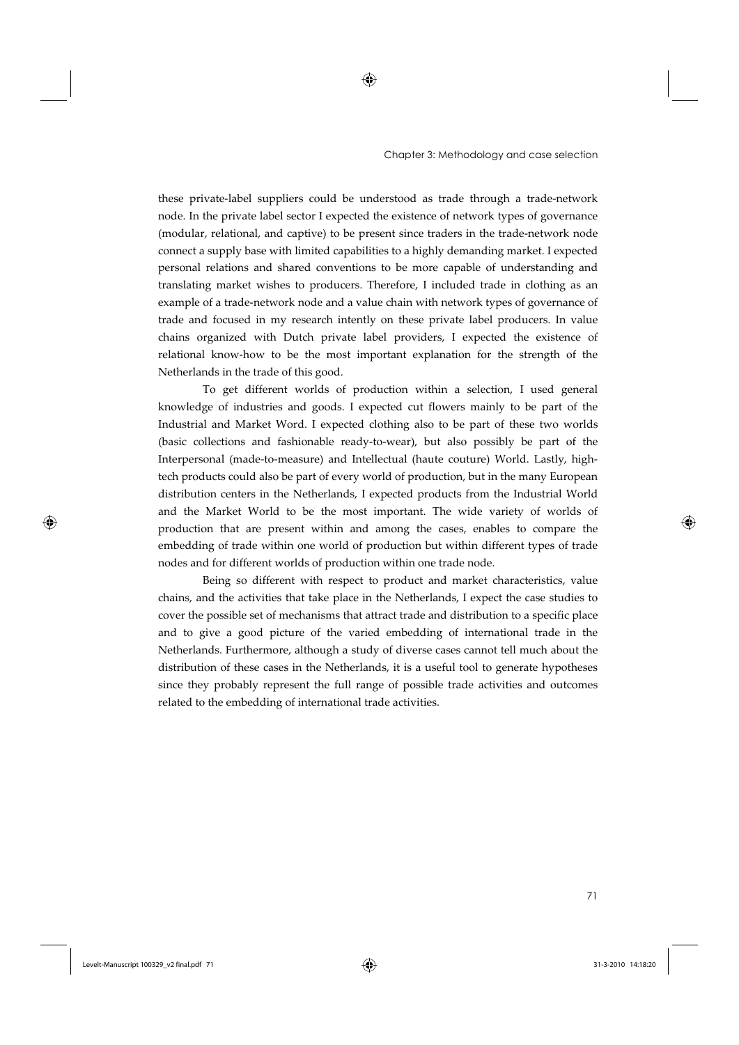these private-label suppliers could be understood as trade through a trade-network node. In the private label sector I expected the existence of network types of governance (modular, relational, and captive) to be present since traders in the trade-network node connect a supply base with limited capabilities to a highly demanding market. I expected personal relations and shared conventions to be more capable of understanding and translating market wishes to producers. Therefore, I included trade in clothing as an example of a trade-network node and a value chain with network types of governance of trade and focused in my research intently on these private label producers. In value chains organized with Dutch private label providers, I expected the existence of relational know-how to be the most important explanation for the strength of the Netherlands in the trade of this good.

To get different worlds of production within a selection, I used general knowledge of industries and goods. I expected cut flowers mainly to be part of the Industrial and Market Word. I expected clothing also to be part of these two worlds (basic collections and fashionable ready-to-wear), but also possibly be part of the Interpersonal (made-to-measure) and Intellectual (haute couture) World. Lastly, high-tech products could also be part of every world of production, but in the many European distribution centers in the Netherlands, I expected products from the Industrial World and the Market World to be the most important. The wide variety of worlds of production that are present within and among the cases, enables to compare the embedding of trade within one world of production but within different types of trade nodes and for different worlds of production within one trade node.

Being so different with respect to product and market characteristics, value chains, and the activities that take place in the Netherlands, I expect the case studies to cover the possible set of mechanisms that attract trade and distribution to a specific place and to give a good picture of the varied embedding of international trade in the Netherlands. Furthermore, although a study of diverse cases cannot tell much about the distribution of these cases in the Netherlands, it is a useful tool to generate hypotheses since they probably represent the full range of possible trade activities and outcomes related to the embedding of international trade activities.